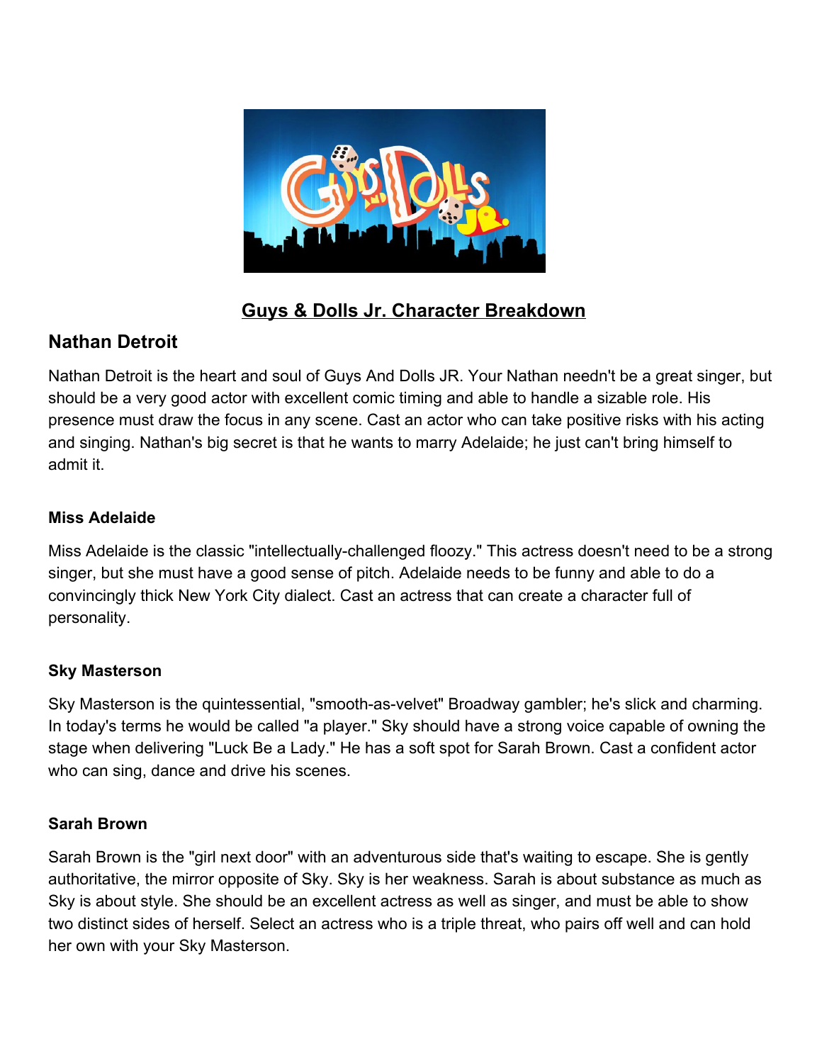# Guys & Dolls Jr. Character Breakdown

## Nathan Detroit

Nathan Detroit is the heart and soul of Guys And Dolls JR. Your Nathan needn't be a great singer, but should be a very good actor with excellent comic timing and able to handle a sizable role. His presence must draw the focus in any scene. Cast an actor who can take positive risks with his acting and singing. Nathan's big secret is that he wants to marry Adelaide; he just can't bring himself to admit it.

### Miss Adelaide

Miss Adelaide is the classic "intellectually-challenged floozy." This actress doesn't need to be a strong singer, but she must have a good sense of pitch. Adelaide needs to be funny and able to do a convincingly thick New York City dialect. Cast an actress that can create a character full of personality.

### Sky Masterson

Sky Masterson is the quintessential, "smooth-as-velvet" Broadway gambler; he's slick and charming. In today's terms he would be called "a player." Sky should have a strong voice capable of owning the stage when delivering "Luck Be a Lady." He has a soft spot for Sarah Brown. Cast a confident actor who can sing, dance and drive his scenes.

### Sarah Brown

Sarah Brown is the "girl next door" with an adventurous side that's waiting to escape. She is gently authoritative, the mirror opposite of Sky. Sky is her weakness. Sarah is about substance as much as Sky is about style. She should be an excellent actress as well as singer, and must be able to show two distinct sides of herself. Select an actress who is a triple threat, who pairs off well and can hold her own with your Sky Masterson.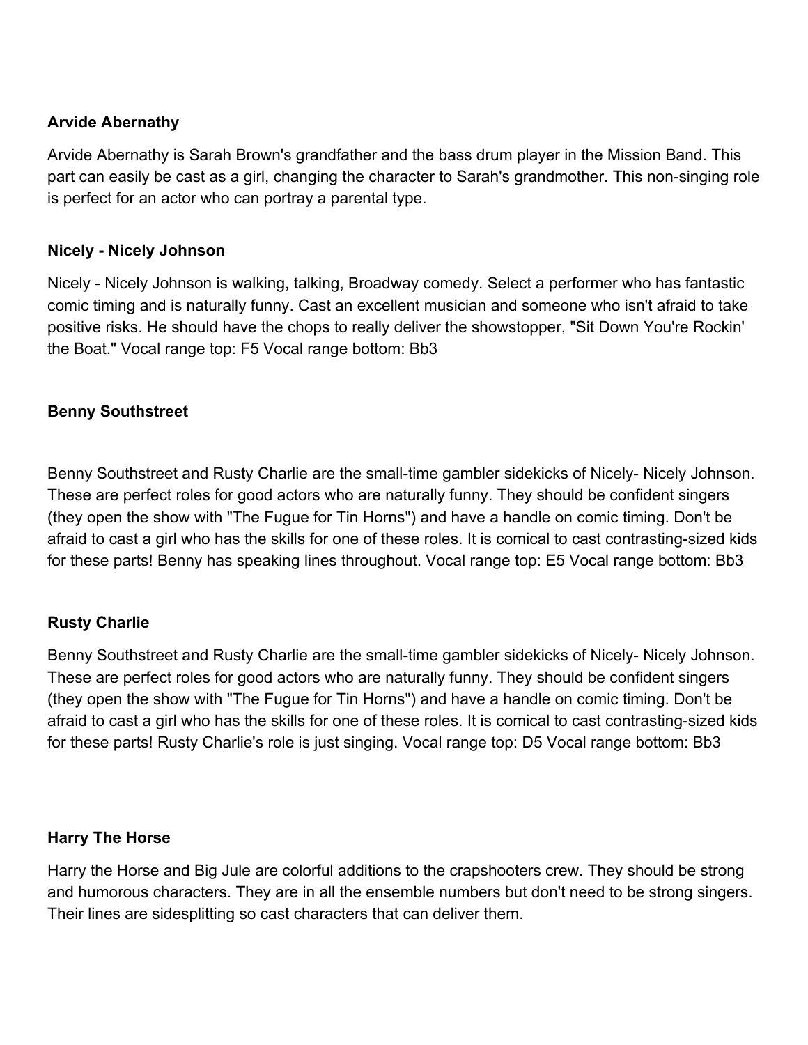**Arvide Abernathy**

Arvide Abernathy is Sarah Brown's grandfather and the bass drum player in the Mission Band. This part can easily be cast as a girl, changing the character to Sarah's grandmother. This non-singing role is perfect for an actor who can portray a parental type.

**Nicely - Nicely Johnson**

Nicely - Nicely Johnson is walking, talking, Broadway comedy. Select a performer who has fantastic comic timing and is naturally funny. Cast an excellent musician and someone who isn't afraid to take positive risks. He should have the chops to really deliver the showstopper, "Sit Down You're Rockin' the Boat." Vocal range top: F5 Vocal range bottom: Bb3

**Benny Southstreet**

Benny Southstreet and Rusty Charlie are the small-time gambler sidekicks of Nicely- Nicely Johnson. These are perfect roles for good actors who are naturally funny. They should be confident singers (they open the show with "The Fugue for Tin Horns") and have a handle on comic timing. Don't be afraid to cast a girl who has the skills for one of these roles. It is comical to cast contrasting-sized kids for these parts! Benny has speaking lines throughout. Vocal range top: E5 Vocal range bottom: Bb3

**Rusty Charlie**

Benny Southstreet and Rusty Charlie are the small-time gambler sidekicks of Nicely- Nicely Johnson. These are perfect roles for good actors who are naturally funny. They should be confident singers (they open the show with "The Fugue for Tin Horns") and have a handle on comic timing. Don't be afraid to cast a girl who has the skills for one of these roles. It is comical to cast contrasting-sized kids for these parts! Rusty Charlie's role is just singing. Vocal range top: D5 Vocal range bottom: Bb3

**Harry The Horse**

Harry the Horse and Big Jule are colorful additions to the crapshooters crew. They should be strong and humorous characters. They are in all the ensemble numbers but don't need to be strong singers. Their lines are sidesplitting so cast characters that can deliver them.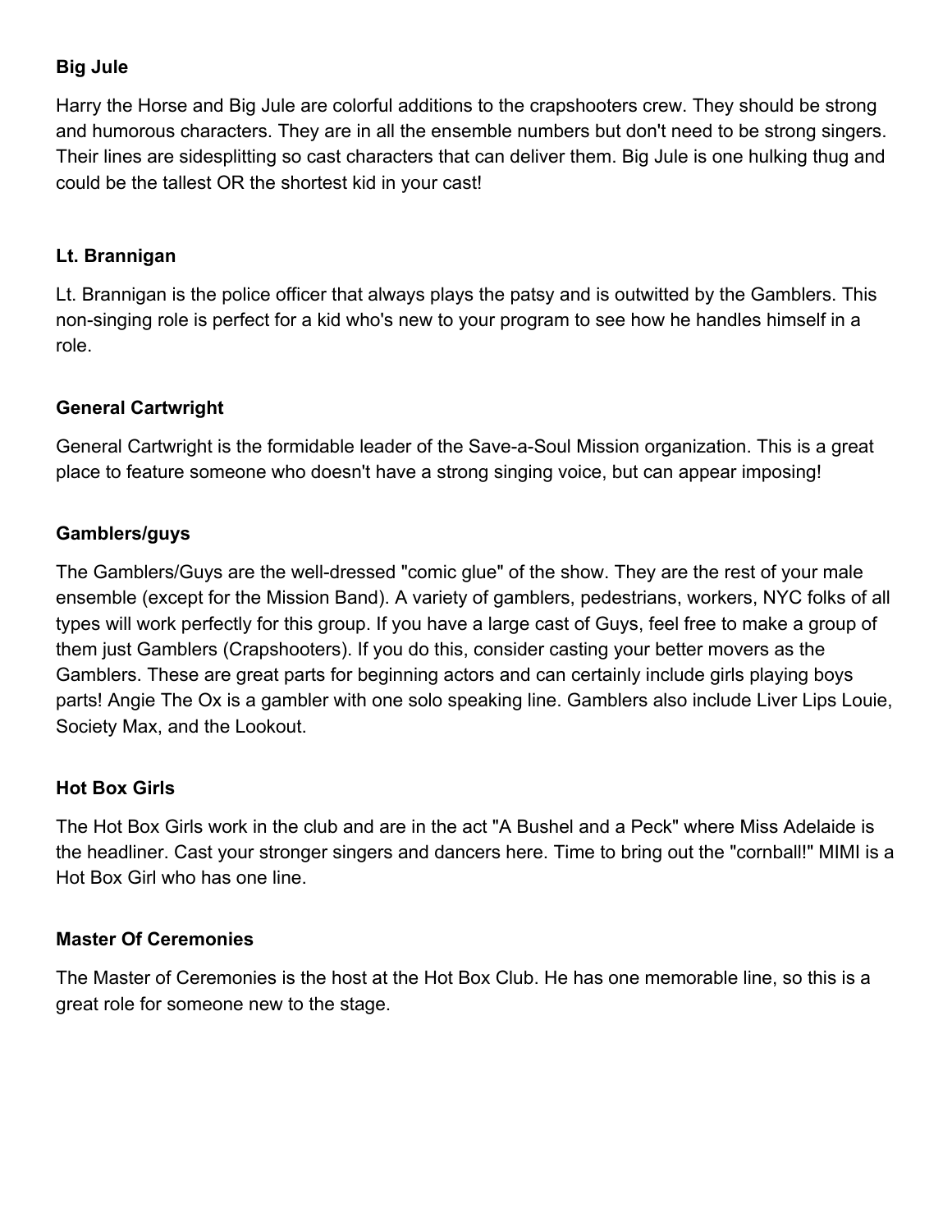### Big Jule

Harry the Horse and Big Jule are colorful additions to the crapshooters crew. They should be strong and humorous characters. They are in all the ensemble numbers but don't need to be strong singers. Their lines are sidesplitting so cast characters that can deliver them. Big Jule is one hulking thug and could be the tallest OR the shortest kid in your cast!

### Lt. Brannigan

Lt. Brannigan is the police officer that always plays the patsy and is outwitted by the Gamblers. This non-singing role is perfect for a kid who's new to your program to see how he handles himself in a role.

### General Cartwright

General Cartwright is the formidable leader of the Save-a-Soul Mission organization. This is a great place to feature someone who doesn't have a strong singing voice, but can appear imposing!

### Gamblers/guys

The Gamblers/Guys are the well-dressed "comic glue" of the show. They are the rest of your male ensemble (except for the Mission Band). A variety of gamblers, pedestrians, workers, NYC folks of all types will work perfectly for this group. If you have a large cast of Guys, feel free to make a group of them just Gamblers (Crapshooters). If you do this, consider casting your better movers as the Gamblers. These are great parts for beginning actors and can certainly include girls playing boys parts! Angie The Ox is a gambler with one solo speaking line. Gamblers also include Liver Lips Louie, Society Max, and the Lookout.

### Hot Box Girls

The Hot Box Girls work in the club and are in the act "A Bushel and a Peck" where Miss Adelaide is the headliner. Cast your stronger singers and dancers here. Time to bring out the "cornball!" MIMI is a Hot Box Girl who has one line.

### Master Of Ceremonies

The Master of Ceremonies is the host at the Hot Box Club. He has one memorable line, so this is a great role for someone new to the stage.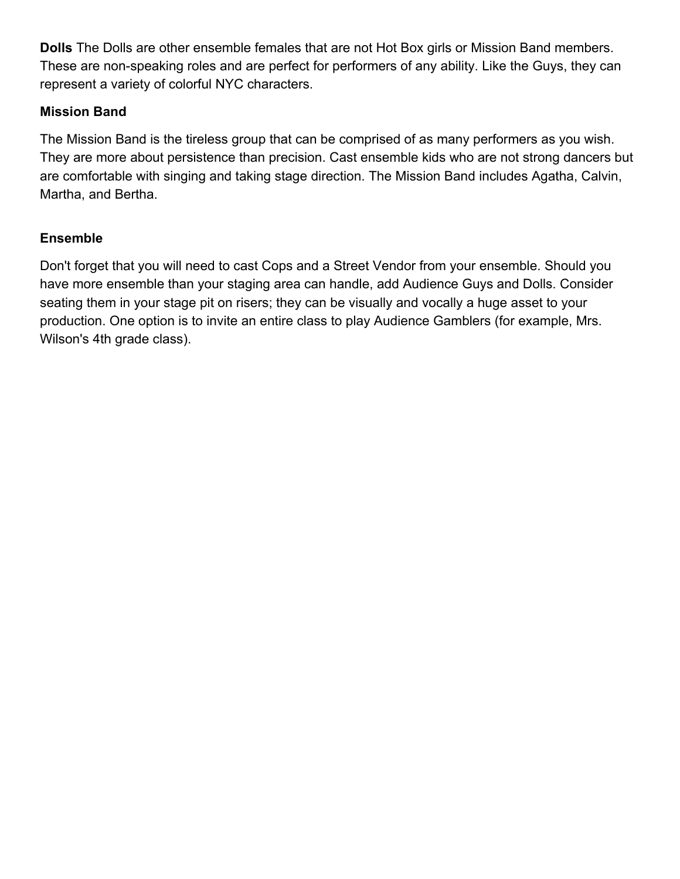**Dolls** The Dolls are other ensemble females that are not Hot Box girls or Mission Band members. These are non-speaking roles and are perfect for performers of any ability. Like the Guys, they can represent a variety of colorful NYC characters.

**Mission Band**

The Mission Band is the tireless group that can be comprised of as many performers as you wish. They are more about persistence than precision. Cast ensemble kids who are not strong dancers but are comfortable with singing and taking stage direction. The Mission Band includes Agatha, Calvin, Martha, and Bertha.

**Ensemble**

Don't forget that you will need to cast Cops and a Street Vendor from your ensemble. Should you have more ensemble than your staging area can handle, add Audience Guys and Dolls. Consider seating them in your stage pit on risers; they can be visually and vocally a huge asset to your production. One option is to invite an entire class to play Audience Gamblers (for example, Mrs. Wilson's 4th grade class).